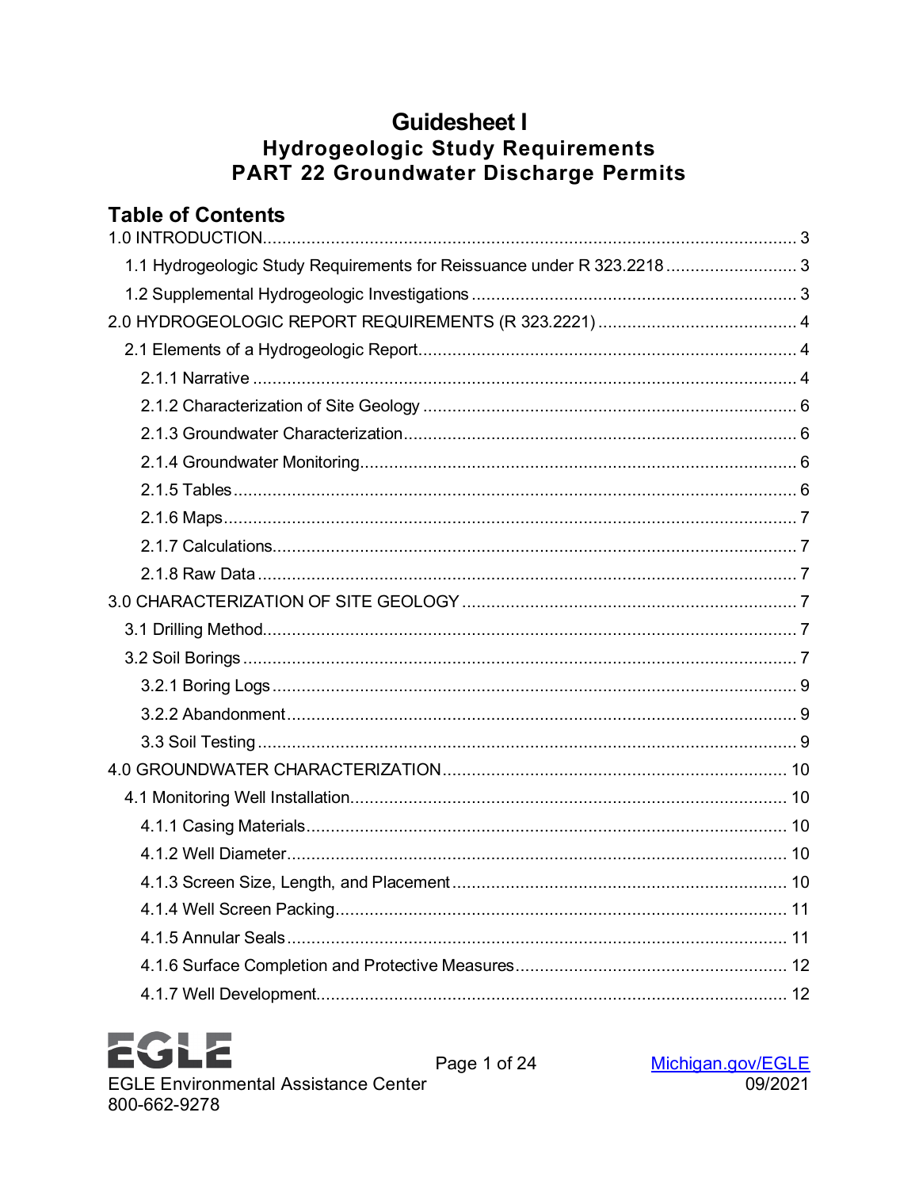# Guidesheet I
## Hydrogeologic Study Requirements
## PART 22 Groundwater Discharge Permits

## Table of Contents

1.0 INTRODUCTION ........ 3
- 1.1 Hydrogeologic Study Requirements for Reissuance under R 323.2218 ........ 3
- 1.2 Supplemental Hydrogeologic Investigations ........ 3

2.0 HYDROGEOLOGIC REPORT REQUIREMENTS (R 323.2221) ........ 4
- 2.1 Elements of a Hydrogeologic Report ........ 4
  - 2.1.1 Narrative ........ 4
  - 2.1.2 Characterization of Site Geology ........ 6
  - 2.1.3 Groundwater Characterization ........ 6
  - 2.1.4 Groundwater Monitoring ........ 6
  - 2.1.5 Tables ........ 6
  - 2.1.6 Maps ........ 7
  - 2.1.7 Calculations ........ 7
  - 2.1.8 Raw Data ........ 7

3.0 CHARACTERIZATION OF SITE GEOLOGY ........ 7
- 3.1 Drilling Method ........ 7
- 3.2 Soil Borings ........ 7
  - 3.2.1 Boring Logs ........ 9
  - 3.2.2 Abandonment ........ 9
  - 3.3 Soil Testing ........ 9

4.0 GROUNDWATER CHARACTERIZATION ........ 10
- 4.1 Monitoring Well Installation ........ 10
  - 4.1.1 Casing Materials ........ 10
  - 4.1.2 Well Diameter ........ 10
  - 4.1.3 Screen Size, Length, and Placement ........ 10
  - 4.1.4 Well Screen Packing ........ 11
  - 4.1.5 Annular Seals ........ 11
  - 4.1.6 Surface Completion and Protective Measures ........ 12
  - 4.1.7 Well Development ........ 12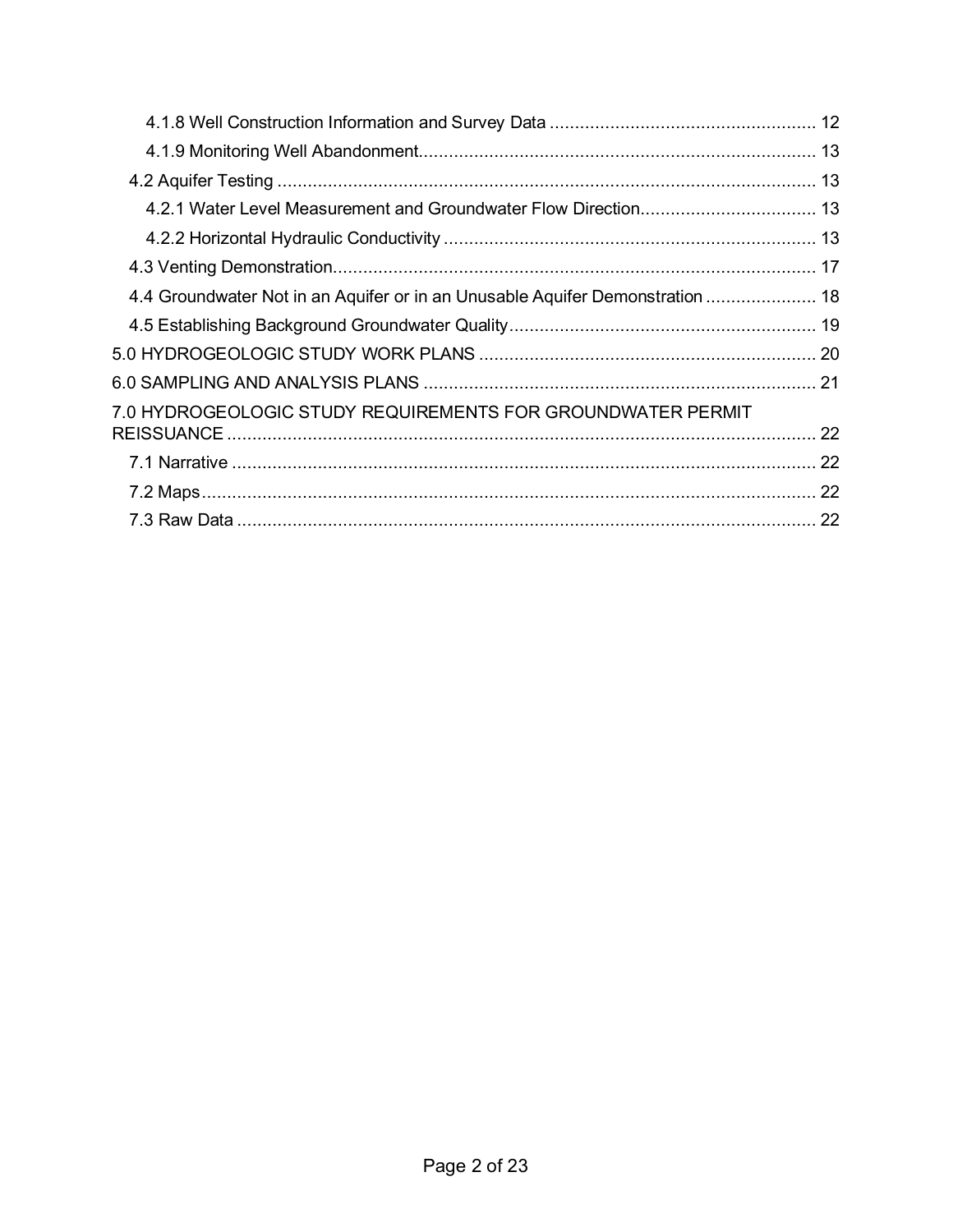4.1.8 Well Construction Information and Survey Data .................................................... 12

4.1.9 Monitoring Well Abandonment.............................................................................. 13

4.2 Aquifer Testing ........................................................................................................... 13

4.2.1 Water Level Measurement and Groundwater Flow Direction................................... 13

4.2.2 Horizontal Hydraulic Conductivity ......................................................................... 13

4.3 Venting Demonstration................................................................................................ 17

4.4 Groundwater Not in an Aquifer or in an Unusable Aquifer Demonstration ...................... 18

4.5 Establishing Background Groundwater Quality............................................................ 19

5.0 HYDROGEOLOGIC STUDY WORK PLANS .................................................................. 20

6.0 SAMPLING AND ANALYSIS PLANS ............................................................................. 21

7.0 HYDROGEOLOGIC STUDY REQUIREMENTS FOR GROUNDWATER PERMIT REISSUANCE ..................................................................................................................... 22

7.1 Narrative ..................................................................................................................... 22

7.2 Maps........................................................................................................................... 22

7.3 Raw Data .................................................................................................................... 22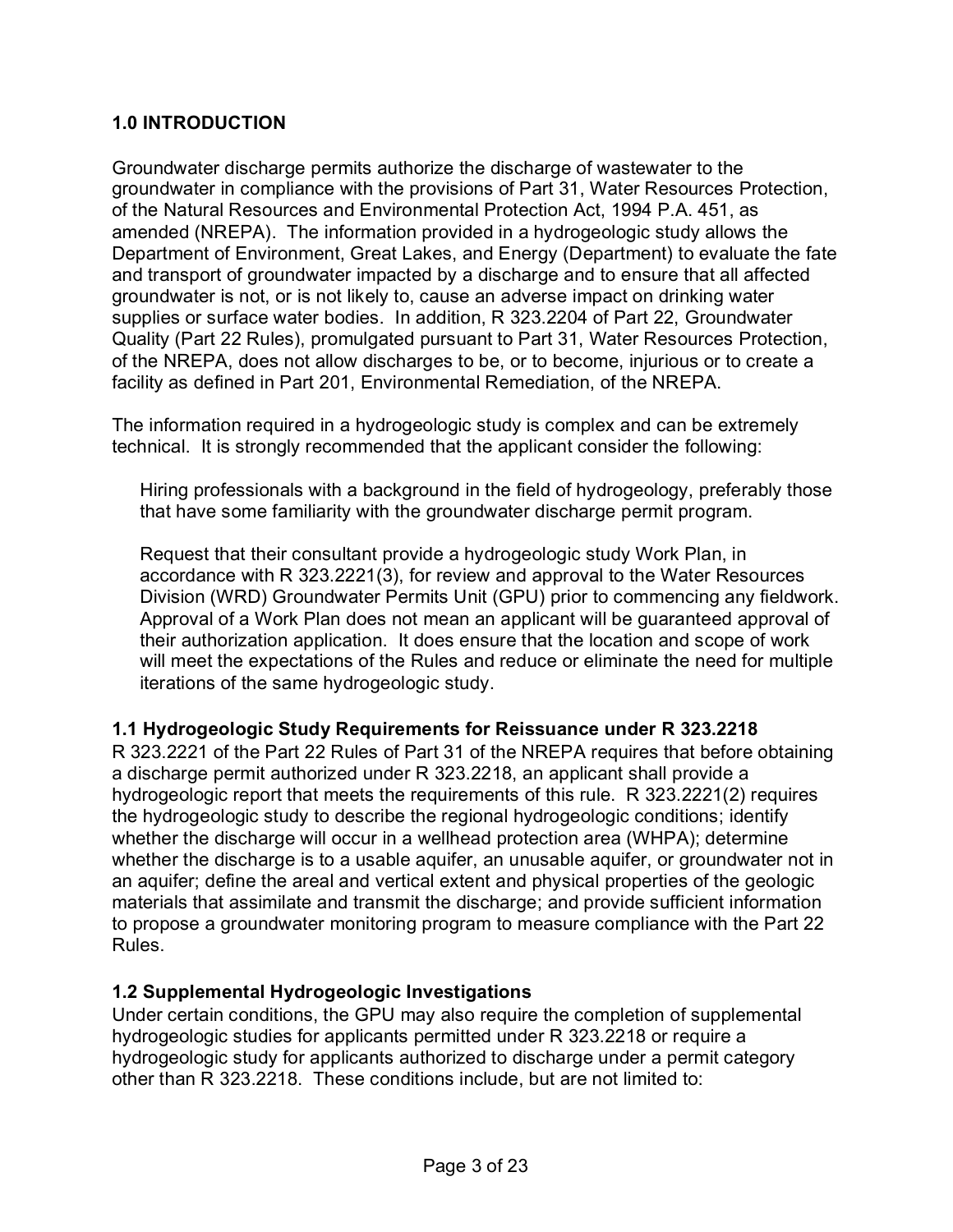## 1.0 INTRODUCTION

Groundwater discharge permits authorize the discharge of wastewater to the groundwater in compliance with the provisions of Part 31, Water Resources Protection, of the Natural Resources and Environmental Protection Act, 1994 P.A. 451, as amended (NREPA). The information provided in a hydrogeologic study allows the Department of Environment, Great Lakes, and Energy (Department) to evaluate the fate and transport of groundwater impacted by a discharge and to ensure that all affected groundwater is not, or is not likely to, cause an adverse impact on drinking water supplies or surface water bodies. In addition, R 323.2204 of Part 22, Groundwater Quality (Part 22 Rules), promulgated pursuant to Part 31, Water Resources Protection, of the NREPA, does not allow discharges to be, or to become, injurious or to create a facility as defined in Part 201, Environmental Remediation, of the NREPA.

The information required in a hydrogeologic study is complex and can be extremely technical. It is strongly recommended that the applicant consider the following:

Hiring professionals with a background in the field of hydrogeology, preferably those that have some familiarity with the groundwater discharge permit program.

Request that their consultant provide a hydrogeologic study Work Plan, in accordance with R 323.2221(3), for review and approval to the Water Resources Division (WRD) Groundwater Permits Unit (GPU) prior to commencing any fieldwork. Approval of a Work Plan does not mean an applicant will be guaranteed approval of their authorization application. It does ensure that the location and scope of work will meet the expectations of the Rules and reduce or eliminate the need for multiple iterations of the same hydrogeologic study.

### 1.1 Hydrogeologic Study Requirements for Reissuance under R 323.2218

R 323.2221 of the Part 22 Rules of Part 31 of the NREPA requires that before obtaining a discharge permit authorized under R 323.2218, an applicant shall provide a hydrogeologic report that meets the requirements of this rule. R 323.2221(2) requires the hydrogeologic study to describe the regional hydrogeologic conditions; identify whether the discharge will occur in a wellhead protection area (WHPA); determine whether the discharge is to a usable aquifer, an unusable aquifer, or groundwater not in an aquifer; define the areal and vertical extent and physical properties of the geologic materials that assimilate and transmit the discharge; and provide sufficient information to propose a groundwater monitoring program to measure compliance with the Part 22 Rules.

### 1.2 Supplemental Hydrogeologic Investigations

Under certain conditions, the GPU may also require the completion of supplemental hydrogeologic studies for applicants permitted under R 323.2218 or require a hydrogeologic study for applicants authorized to discharge under a permit category other than R 323.2218. These conditions include, but are not limited to: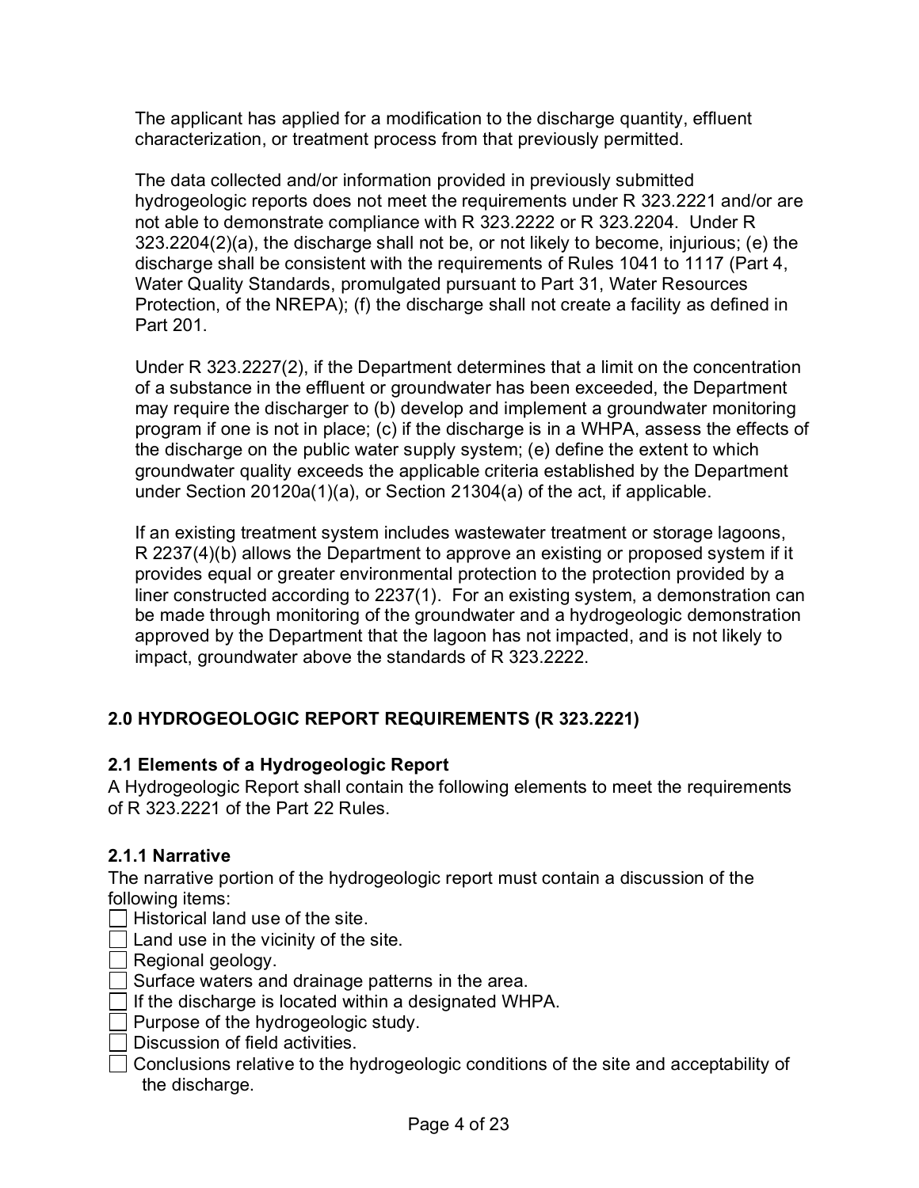The applicant has applied for a modification to the discharge quantity, effluent characterization, or treatment process from that previously permitted.

The data collected and/or information provided in previously submitted hydrogeologic reports does not meet the requirements under R 323.2221 and/or are not able to demonstrate compliance with R 323.2222 or R 323.2204. Under R 323.2204(2)(a), the discharge shall not be, or not likely to become, injurious; (e) the discharge shall be consistent with the requirements of Rules 1041 to 1117 (Part 4, Water Quality Standards, promulgated pursuant to Part 31, Water Resources Protection, of the NREPA); (f) the discharge shall not create a facility as defined in Part 201.

Under R 323.2227(2), if the Department determines that a limit on the concentration of a substance in the effluent or groundwater has been exceeded, the Department may require the discharger to (b) develop and implement a groundwater monitoring program if one is not in place; (c) if the discharge is in a WHPA, assess the effects of the discharge on the public water supply system; (e) define the extent to which groundwater quality exceeds the applicable criteria established by the Department under Section 20120a(1)(a), or Section 21304(a) of the act, if applicable.

If an existing treatment system includes wastewater treatment or storage lagoons, R 2237(4)(b) allows the Department to approve an existing or proposed system if it provides equal or greater environmental protection to the protection provided by a liner constructed according to 2237(1). For an existing system, a demonstration can be made through monitoring of the groundwater and a hydrogeologic demonstration approved by the Department that the lagoon has not impacted, and is not likely to impact, groundwater above the standards of R 323.2222.

## 2.0 HYDROGEOLOGIC REPORT REQUIREMENTS (R 323.2221)

### 2.1 Elements of a Hydrogeologic Report

A Hydrogeologic Report shall contain the following elements to meet the requirements of R 323.2221 of the Part 22 Rules.

#### 2.1.1 Narrative

The narrative portion of the hydrogeologic report must contain a discussion of the following items:

- [ ] Historical land use of the site.
- [ ] Land use in the vicinity of the site.
- [ ] Regional geology.
- [ ] Surface waters and drainage patterns in the area.
- [ ] If the discharge is located within a designated WHPA.
- [ ] Purpose of the hydrogeologic study.
- [ ] Discussion of field activities.
- [ ] Conclusions relative to the hydrogeologic conditions of the site and acceptability of the discharge.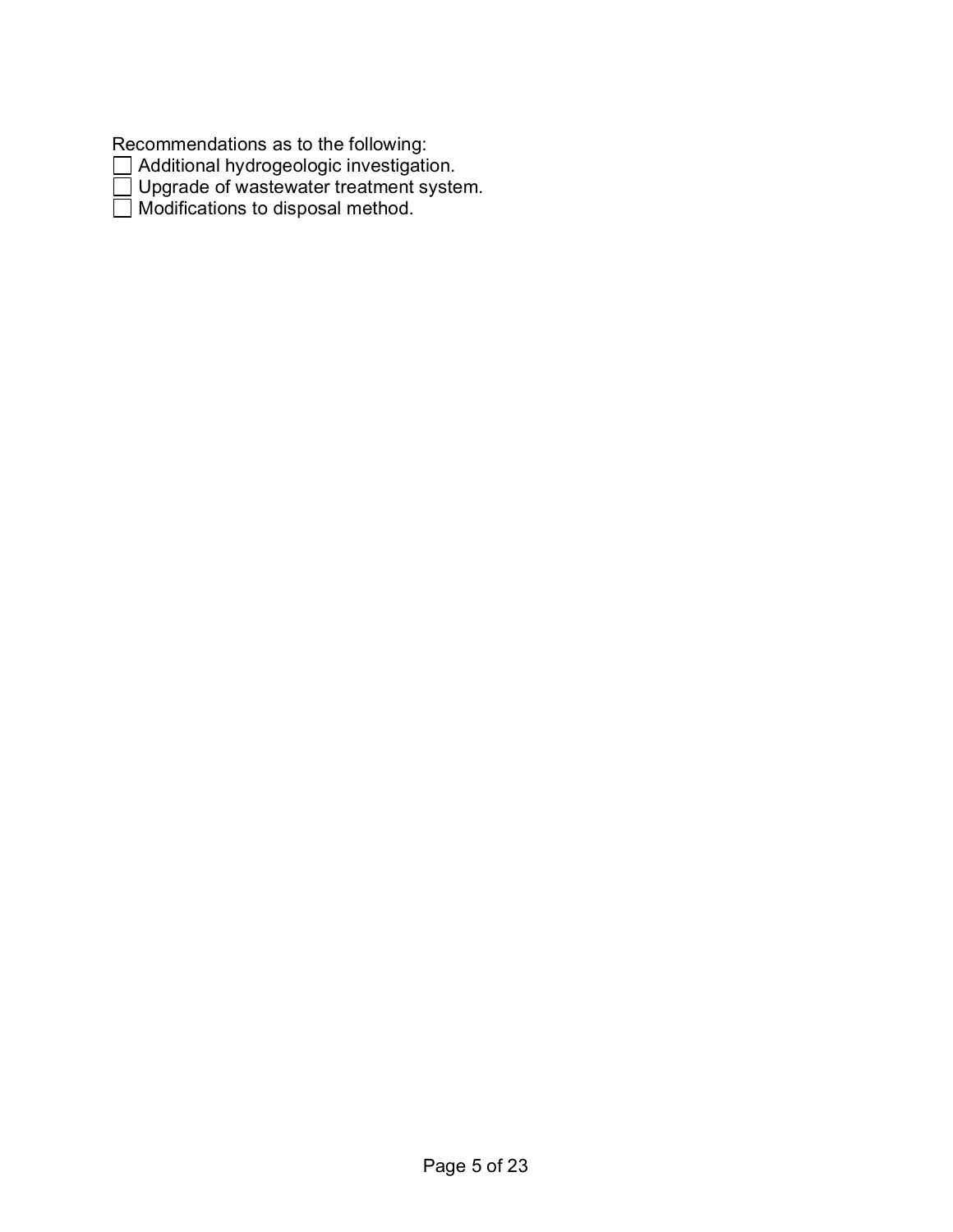Recommendations as to the following:

- [ ] Additional hydrogeologic investigation.
- [ ] Upgrade of wastewater treatment system.
- [ ] Modifications to disposal method.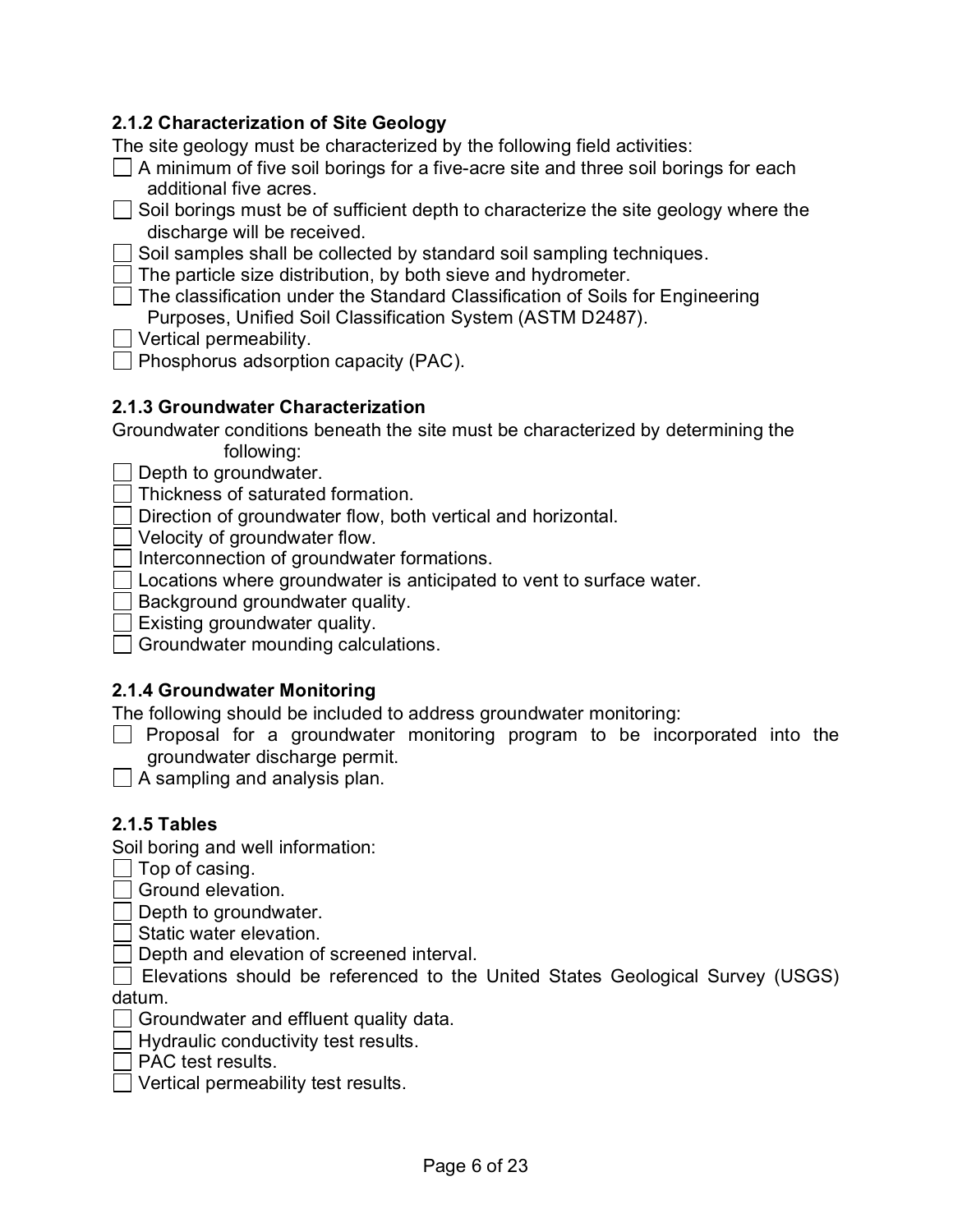### 2.1.2 Characterization of Site Geology

The site geology must be characterized by the following field activities:

- [ ] A minimum of five soil borings for a five-acre site and three soil borings for each additional five acres.
- [ ] Soil borings must be of sufficient depth to characterize the site geology where the discharge will be received.
- [ ] Soil samples shall be collected by standard soil sampling techniques.
- [ ] The particle size distribution, by both sieve and hydrometer.
- [ ] The classification under the Standard Classification of Soils for Engineering Purposes, Unified Soil Classification System (ASTM D2487).
- [ ] Vertical permeability.
- [ ] Phosphorus adsorption capacity (PAC).

### 2.1.3 Groundwater Characterization

Groundwater conditions beneath the site must be characterized by determining the following:

- [ ] Depth to groundwater.
- [ ] Thickness of saturated formation.
- [ ] Direction of groundwater flow, both vertical and horizontal.
- [ ] Velocity of groundwater flow.
- [ ] Interconnection of groundwater formations.
- [ ] Locations where groundwater is anticipated to vent to surface water.
- [ ] Background groundwater quality.
- [ ] Existing groundwater quality.
- [ ] Groundwater mounding calculations.

### 2.1.4 Groundwater Monitoring

The following should be included to address groundwater monitoring:

- [ ] Proposal for a groundwater monitoring program to be incorporated into the groundwater discharge permit.
- [ ] A sampling and analysis plan.

### 2.1.5 Tables

Soil boring and well information:

- [ ] Top of casing.
- [ ] Ground elevation.
- [ ] Depth to groundwater.
- [ ] Static water elevation.
- [ ] Depth and elevation of screened interval.
- [ ] Elevations should be referenced to the United States Geological Survey (USGS) datum.
- [ ] Groundwater and effluent quality data.
- [ ] Hydraulic conductivity test results.
- [ ] PAC test results.
- [ ] Vertical permeability test results.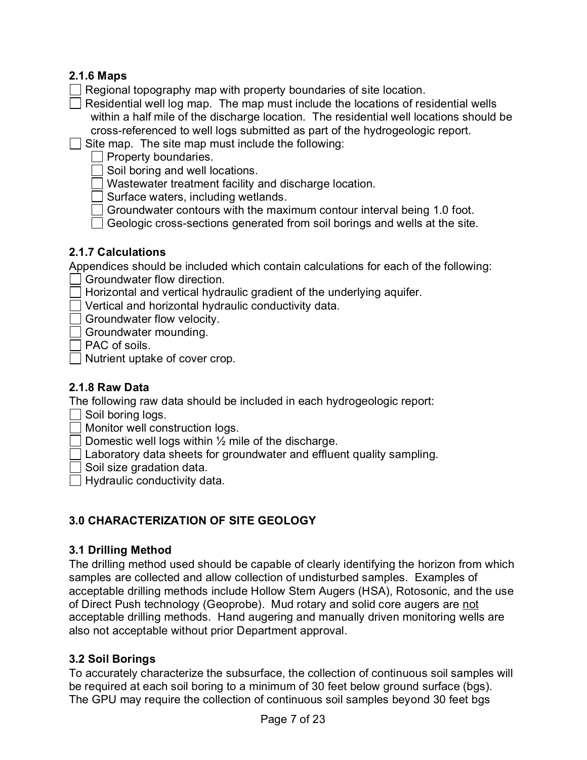### 2.1.6 Maps

- [ ] Regional topography map with property boundaries of site location.
- [ ] Residential well log map. The map must include the locations of residential wells within a half mile of the discharge location. The residential well locations should be cross-referenced to well logs submitted as part of the hydrogeologic report.
- [ ] Site map. The site map must include the following:
  - [ ] Property boundaries.
  - [ ] Soil boring and well locations.
  - [ ] Wastewater treatment facility and discharge location.
  - [ ] Surface waters, including wetlands.
  - [ ] Groundwater contours with the maximum contour interval being 1.0 foot.
  - [ ] Geologic cross-sections generated from soil borings and wells at the site.

### 2.1.7 Calculations

Appendices should be included which contain calculations for each of the following:

- [ ] Groundwater flow direction.
- [ ] Horizontal and vertical hydraulic gradient of the underlying aquifer.
- [ ] Vertical and horizontal hydraulic conductivity data.
- [ ] Groundwater flow velocity.
- [ ] Groundwater mounding.
- [ ] PAC of soils.
- [ ] Nutrient uptake of cover crop.

### 2.1.8 Raw Data

The following raw data should be included in each hydrogeologic report:

- [ ] Soil boring logs.
- [ ] Monitor well construction logs.
- [ ] Domestic well logs within ½ mile of the discharge.
- [ ] Laboratory data sheets for groundwater and effluent quality sampling.
- [ ] Soil size gradation data.
- [ ] Hydraulic conductivity data.

## 3.0 CHARACTERIZATION OF SITE GEOLOGY

### 3.1 Drilling Method

The drilling method used should be capable of clearly identifying the horizon from which samples are collected and allow collection of undisturbed samples. Examples of acceptable drilling methods include Hollow Stem Augers (HSA), Rotosonic, and the use of Direct Push technology (Geoprobe). Mud rotary and solid core augers are <u>not</u> acceptable drilling methods. Hand augering and manually driven monitoring wells are also not acceptable without prior Department approval.

### 3.2 Soil Borings

To accurately characterize the subsurface, the collection of continuous soil samples will be required at each soil boring to a minimum of 30 feet below ground surface (bgs). The GPU may require the collection of continuous soil samples beyond 30 feet bgs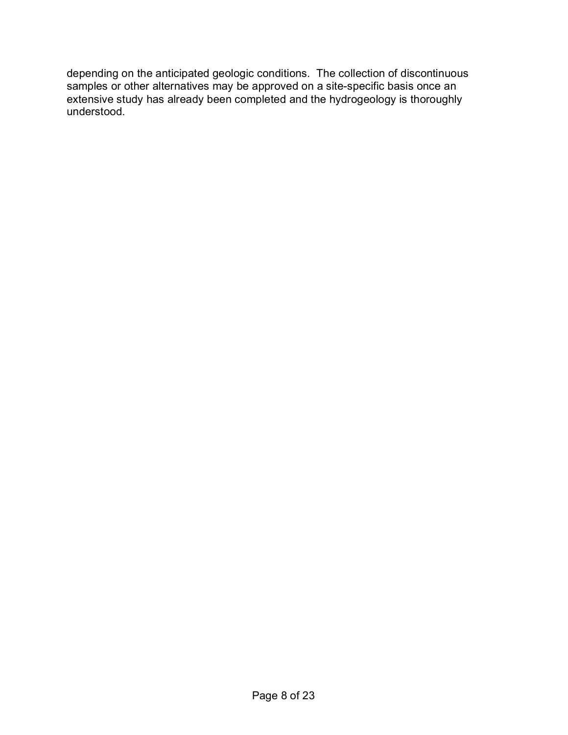depending on the anticipated geologic conditions. The collection of discontinuous samples or other alternatives may be approved on a site-specific basis once an extensive study has already been completed and the hydrogeology is thoroughly understood.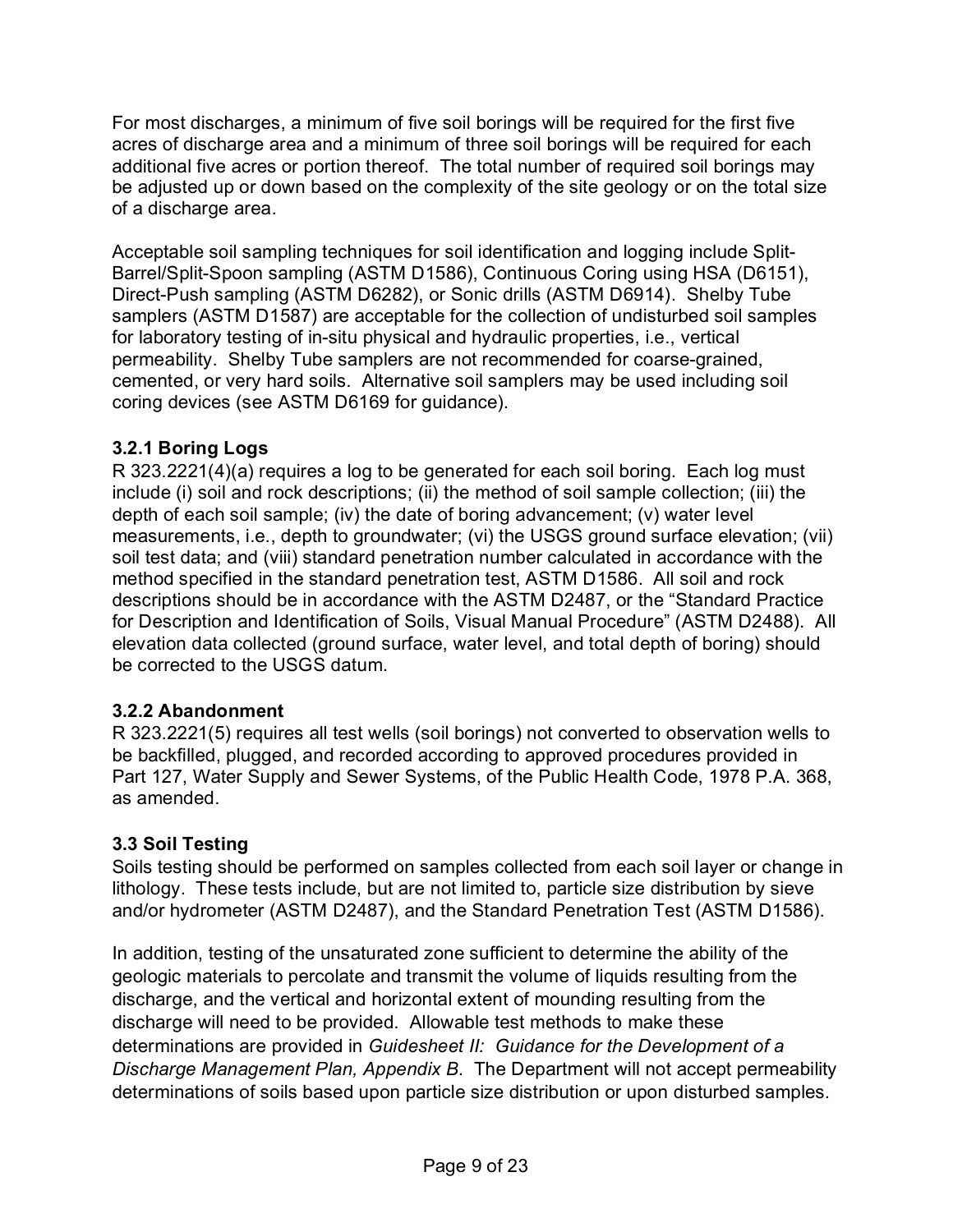For most discharges, a minimum of five soil borings will be required for the first five acres of discharge area and a minimum of three soil borings will be required for each additional five acres or portion thereof. The total number of required soil borings may be adjusted up or down based on the complexity of the site geology or on the total size of a discharge area.

Acceptable soil sampling techniques for soil identification and logging include Split-Barrel/Split-Spoon sampling (ASTM D1586), Continuous Coring using HSA (D6151), Direct-Push sampling (ASTM D6282), or Sonic drills (ASTM D6914). Shelby Tube samplers (ASTM D1587) are acceptable for the collection of undisturbed soil samples for laboratory testing of in-situ physical and hydraulic properties, i.e., vertical permeability. Shelby Tube samplers are not recommended for coarse-grained, cemented, or very hard soils. Alternative soil samplers may be used including soil coring devices (see ASTM D6169 for guidance).

### 3.2.1 Boring Logs

R 323.2221(4)(a) requires a log to be generated for each soil boring. Each log must include (i) soil and rock descriptions; (ii) the method of soil sample collection; (iii) the depth of each soil sample; (iv) the date of boring advancement; (v) water level measurements, i.e., depth to groundwater; (vi) the USGS ground surface elevation; (vii) soil test data; and (viii) standard penetration number calculated in accordance with the method specified in the standard penetration test, ASTM D1586. All soil and rock descriptions should be in accordance with the ASTM D2487, or the "Standard Practice for Description and Identification of Soils, Visual Manual Procedure" (ASTM D2488). All elevation data collected (ground surface, water level, and total depth of boring) should be corrected to the USGS datum.

### 3.2.2 Abandonment

R 323.2221(5) requires all test wells (soil borings) not converted to observation wells to be backfilled, plugged, and recorded according to approved procedures provided in Part 127, Water Supply and Sewer Systems, of the Public Health Code, 1978 P.A. 368, as amended.

### 3.3 Soil Testing

Soils testing should be performed on samples collected from each soil layer or change in lithology. These tests include, but are not limited to, particle size distribution by sieve and/or hydrometer (ASTM D2487), and the Standard Penetration Test (ASTM D1586).

In addition, testing of the unsaturated zone sufficient to determine the ability of the geologic materials to percolate and transmit the volume of liquids resulting from the discharge, and the vertical and horizontal extent of mounding resulting from the discharge will need to be provided. Allowable test methods to make these determinations are provided in *Guidesheet II: Guidance for the Development of a Discharge Management Plan, Appendix B*. The Department will not accept permeability determinations of soils based upon particle size distribution or upon disturbed samples.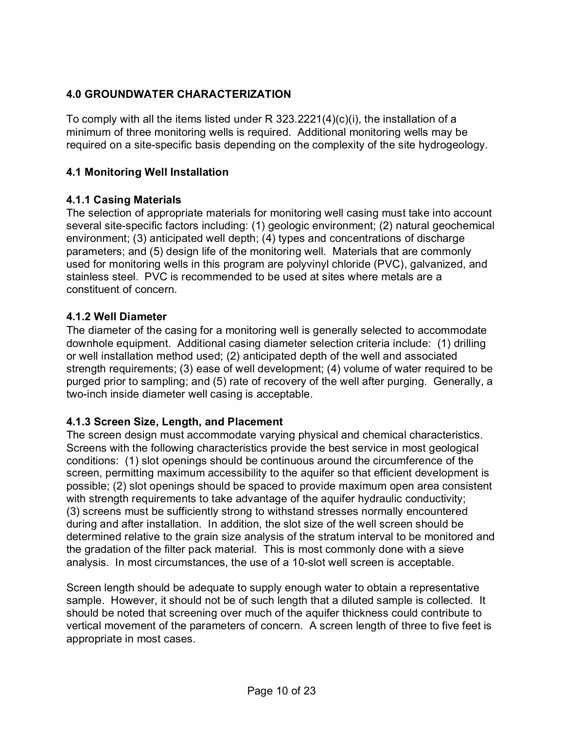## 4.0 GROUNDWATER CHARACTERIZATION

To comply with all the items listed under R 323.2221(4)(c)(i), the installation of a minimum of three monitoring wells is required. Additional monitoring wells may be required on a site-specific basis depending on the complexity of the site hydrogeology.

### 4.1 Monitoring Well Installation

#### 4.1.1 Casing Materials

The selection of appropriate materials for monitoring well casing must take into account several site-specific factors including: (1) geologic environment; (2) natural geochemical environment; (3) anticipated well depth; (4) types and concentrations of discharge parameters; and (5) design life of the monitoring well. Materials that are commonly used for monitoring wells in this program are polyvinyl chloride (PVC), galvanized, and stainless steel. PVC is recommended to be used at sites where metals are a constituent of concern.

#### 4.1.2 Well Diameter

The diameter of the casing for a monitoring well is generally selected to accommodate downhole equipment. Additional casing diameter selection criteria include: (1) drilling or well installation method used; (2) anticipated depth of the well and associated strength requirements; (3) ease of well development; (4) volume of water required to be purged prior to sampling; and (5) rate of recovery of the well after purging. Generally, a two-inch inside diameter well casing is acceptable.

#### 4.1.3 Screen Size, Length, and Placement

The screen design must accommodate varying physical and chemical characteristics. Screens with the following characteristics provide the best service in most geological conditions: (1) slot openings should be continuous around the circumference of the screen, permitting maximum accessibility to the aquifer so that efficient development is possible; (2) slot openings should be spaced to provide maximum open area consistent with strength requirements to take advantage of the aquifer hydraulic conductivity; (3) screens must be sufficiently strong to withstand stresses normally encountered during and after installation. In addition, the slot size of the well screen should be determined relative to the grain size analysis of the stratum interval to be monitored and the gradation of the filter pack material. This is most commonly done with a sieve analysis. In most circumstances, the use of a 10-slot well screen is acceptable.

Screen length should be adequate to supply enough water to obtain a representative sample. However, it should not be of such length that a diluted sample is collected. It should be noted that screening over much of the aquifer thickness could contribute to vertical movement of the parameters of concern. A screen length of three to five feet is appropriate in most cases.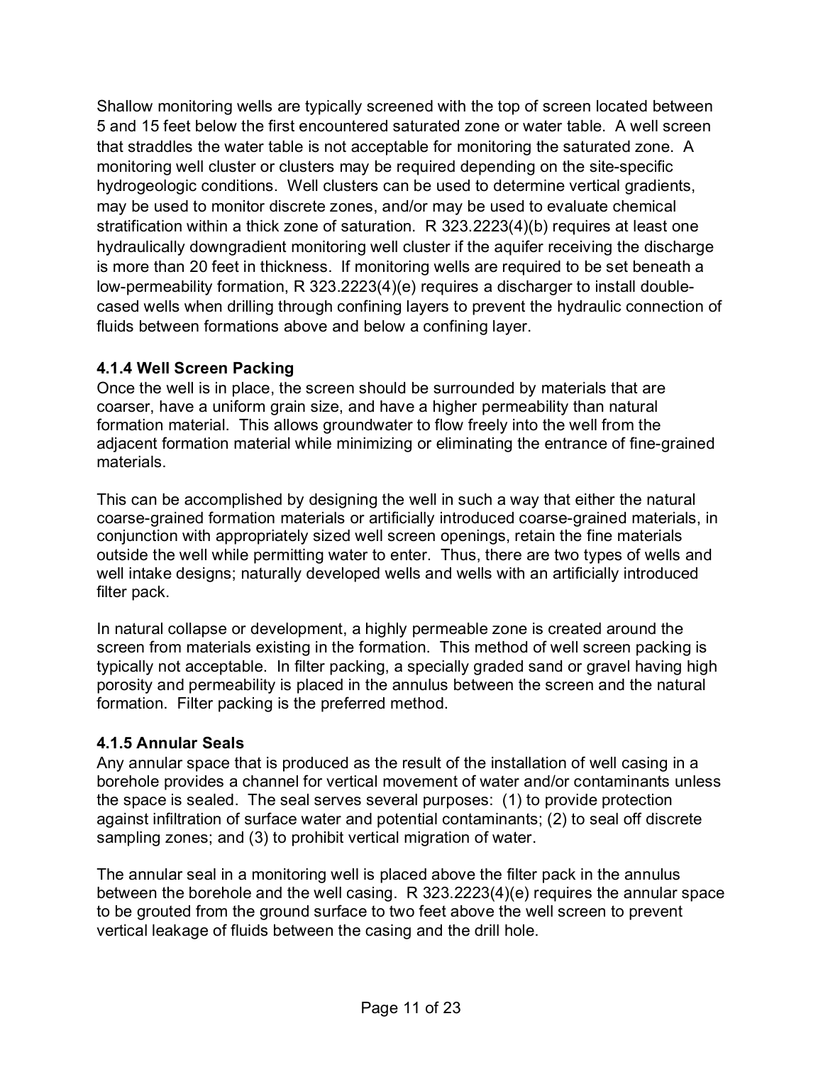Shallow monitoring wells are typically screened with the top of screen located between 5 and 15 feet below the first encountered saturated zone or water table. A well screen that straddles the water table is not acceptable for monitoring the saturated zone. A monitoring well cluster or clusters may be required depending on the site-specific hydrogeologic conditions. Well clusters can be used to determine vertical gradients, may be used to monitor discrete zones, and/or may be used to evaluate chemical stratification within a thick zone of saturation. R 323.2223(4)(b) requires at least one hydraulically downgradient monitoring well cluster if the aquifer receiving the discharge is more than 20 feet in thickness. If monitoring wells are required to be set beneath a low-permeability formation, R 323.2223(4)(e) requires a discharger to install double-cased wells when drilling through confining layers to prevent the hydraulic connection of fluids between formations above and below a confining layer.

#### 4.1.4 Well Screen Packing

Once the well is in place, the screen should be surrounded by materials that are coarser, have a uniform grain size, and have a higher permeability than natural formation material. This allows groundwater to flow freely into the well from the adjacent formation material while minimizing or eliminating the entrance of fine-grained materials.

This can be accomplished by designing the well in such a way that either the natural coarse-grained formation materials or artificially introduced coarse-grained materials, in conjunction with appropriately sized well screen openings, retain the fine materials outside the well while permitting water to enter. Thus, there are two types of wells and well intake designs; naturally developed wells and wells with an artificially introduced filter pack.

In natural collapse or development, a highly permeable zone is created around the screen from materials existing in the formation. This method of well screen packing is typically not acceptable. In filter packing, a specially graded sand or gravel having high porosity and permeability is placed in the annulus between the screen and the natural formation. Filter packing is the preferred method.

#### 4.1.5 Annular Seals

Any annular space that is produced as the result of the installation of well casing in a borehole provides a channel for vertical movement of water and/or contaminants unless the space is sealed. The seal serves several purposes: (1) to provide protection against infiltration of surface water and potential contaminants; (2) to seal off discrete sampling zones; and (3) to prohibit vertical migration of water.

The annular seal in a monitoring well is placed above the filter pack in the annulus between the borehole and the well casing. R 323.2223(4)(e) requires the annular space to be grouted from the ground surface to two feet above the well screen to prevent vertical leakage of fluids between the casing and the drill hole.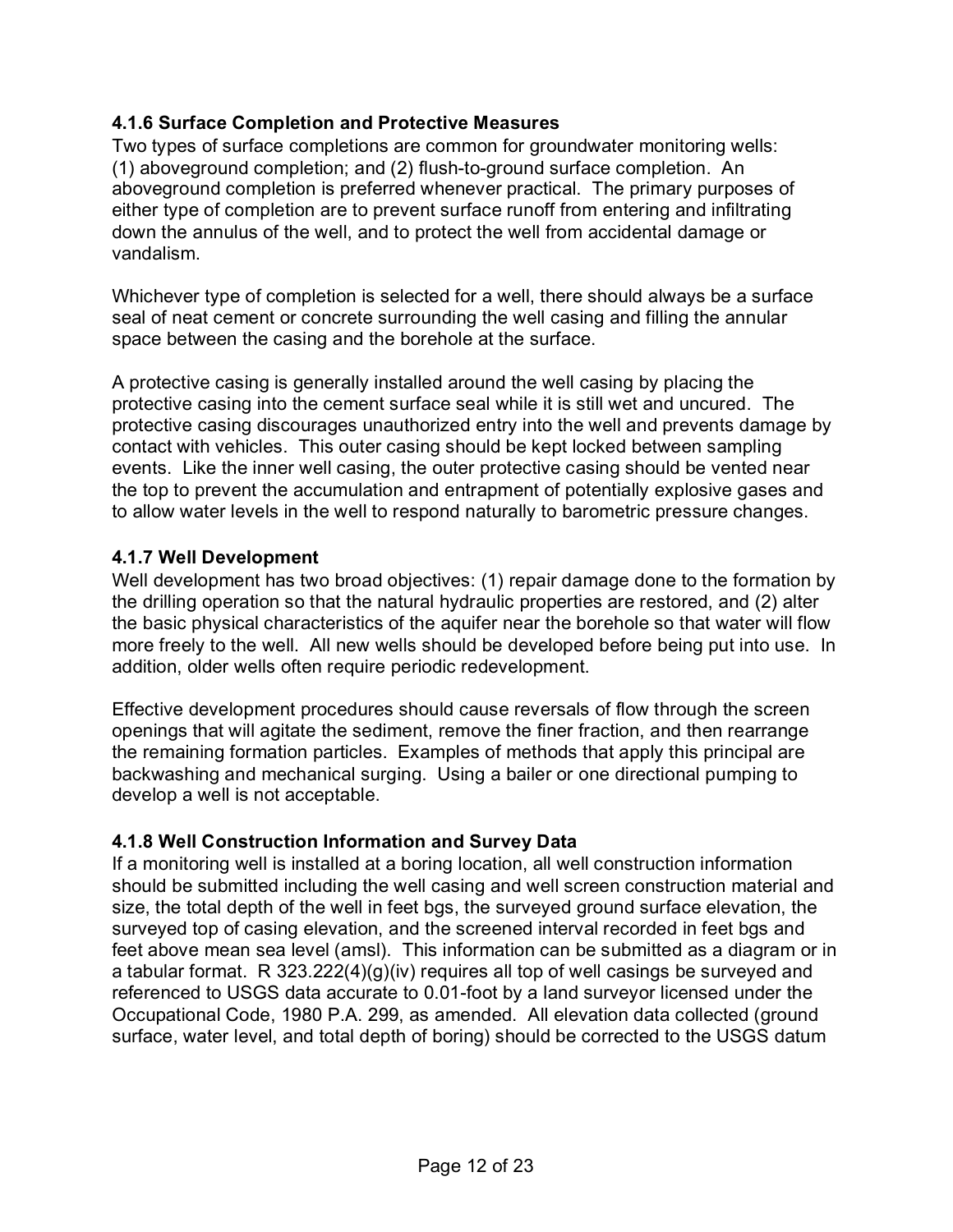### 4.1.6 Surface Completion and Protective Measures

Two types of surface completions are common for groundwater monitoring wells: (1) aboveground completion; and (2) flush-to-ground surface completion. An aboveground completion is preferred whenever practical. The primary purposes of either type of completion are to prevent surface runoff from entering and infiltrating down the annulus of the well, and to protect the well from accidental damage or vandalism.

Whichever type of completion is selected for a well, there should always be a surface seal of neat cement or concrete surrounding the well casing and filling the annular space between the casing and the borehole at the surface.

A protective casing is generally installed around the well casing by placing the protective casing into the cement surface seal while it is still wet and uncured. The protective casing discourages unauthorized entry into the well and prevents damage by contact with vehicles. This outer casing should be kept locked between sampling events. Like the inner well casing, the outer protective casing should be vented near the top to prevent the accumulation and entrapment of potentially explosive gases and to allow water levels in the well to respond naturally to barometric pressure changes.

### 4.1.7 Well Development

Well development has two broad objectives: (1) repair damage done to the formation by the drilling operation so that the natural hydraulic properties are restored, and (2) alter the basic physical characteristics of the aquifer near the borehole so that water will flow more freely to the well. All new wells should be developed before being put into use. In addition, older wells often require periodic redevelopment.

Effective development procedures should cause reversals of flow through the screen openings that will agitate the sediment, remove the finer fraction, and then rearrange the remaining formation particles. Examples of methods that apply this principal are backwashing and mechanical surging. Using a bailer or one directional pumping to develop a well is not acceptable.

### 4.1.8 Well Construction Information and Survey Data

If a monitoring well is installed at a boring location, all well construction information should be submitted including the well casing and well screen construction material and size, the total depth of the well in feet bgs, the surveyed ground surface elevation, the surveyed top of casing elevation, and the screened interval recorded in feet bgs and feet above mean sea level (amsl). This information can be submitted as a diagram or in a tabular format. R 323.222(4)(g)(iv) requires all top of well casings be surveyed and referenced to USGS data accurate to 0.01-foot by a land surveyor licensed under the Occupational Code, 1980 P.A. 299, as amended. All elevation data collected (ground surface, water level, and total depth of boring) should be corrected to the USGS datum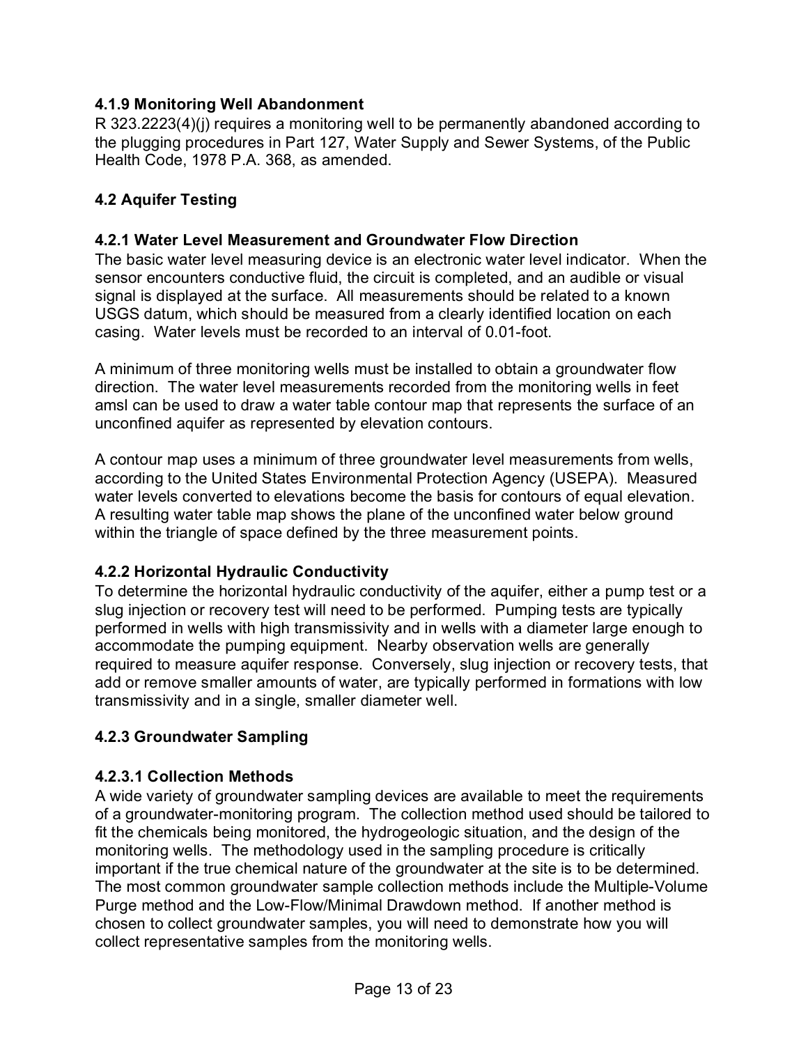### 4.1.9 Monitoring Well Abandonment

R 323.2223(4)(j) requires a monitoring well to be permanently abandoned according to the plugging procedures in Part 127, Water Supply and Sewer Systems, of the Public Health Code, 1978 P.A. 368, as amended.

## 4.2 Aquifer Testing

### 4.2.1 Water Level Measurement and Groundwater Flow Direction

The basic water level measuring device is an electronic water level indicator. When the sensor encounters conductive fluid, the circuit is completed, and an audible or visual signal is displayed at the surface. All measurements should be related to a known USGS datum, which should be measured from a clearly identified location on each casing. Water levels must be recorded to an interval of 0.01-foot.

A minimum of three monitoring wells must be installed to obtain a groundwater flow direction. The water level measurements recorded from the monitoring wells in feet amsl can be used to draw a water table contour map that represents the surface of an unconfined aquifer as represented by elevation contours.

A contour map uses a minimum of three groundwater level measurements from wells, according to the United States Environmental Protection Agency (USEPA). Measured water levels converted to elevations become the basis for contours of equal elevation. A resulting water table map shows the plane of the unconfined water below ground within the triangle of space defined by the three measurement points.

### 4.2.2 Horizontal Hydraulic Conductivity

To determine the horizontal hydraulic conductivity of the aquifer, either a pump test or a slug injection or recovery test will need to be performed. Pumping tests are typically performed in wells with high transmissivity and in wells with a diameter large enough to accommodate the pumping equipment. Nearby observation wells are generally required to measure aquifer response. Conversely, slug injection or recovery tests, that add or remove smaller amounts of water, are typically performed in formations with low transmissivity and in a single, smaller diameter well.

### 4.2.3 Groundwater Sampling

#### 4.2.3.1 Collection Methods

A wide variety of groundwater sampling devices are available to meet the requirements of a groundwater-monitoring program. The collection method used should be tailored to fit the chemicals being monitored, the hydrogeologic situation, and the design of the monitoring wells. The methodology used in the sampling procedure is critically important if the true chemical nature of the groundwater at the site is to be determined. The most common groundwater sample collection methods include the Multiple-Volume Purge method and the Low-Flow/Minimal Drawdown method. If another method is chosen to collect groundwater samples, you will need to demonstrate how you will collect representative samples from the monitoring wells.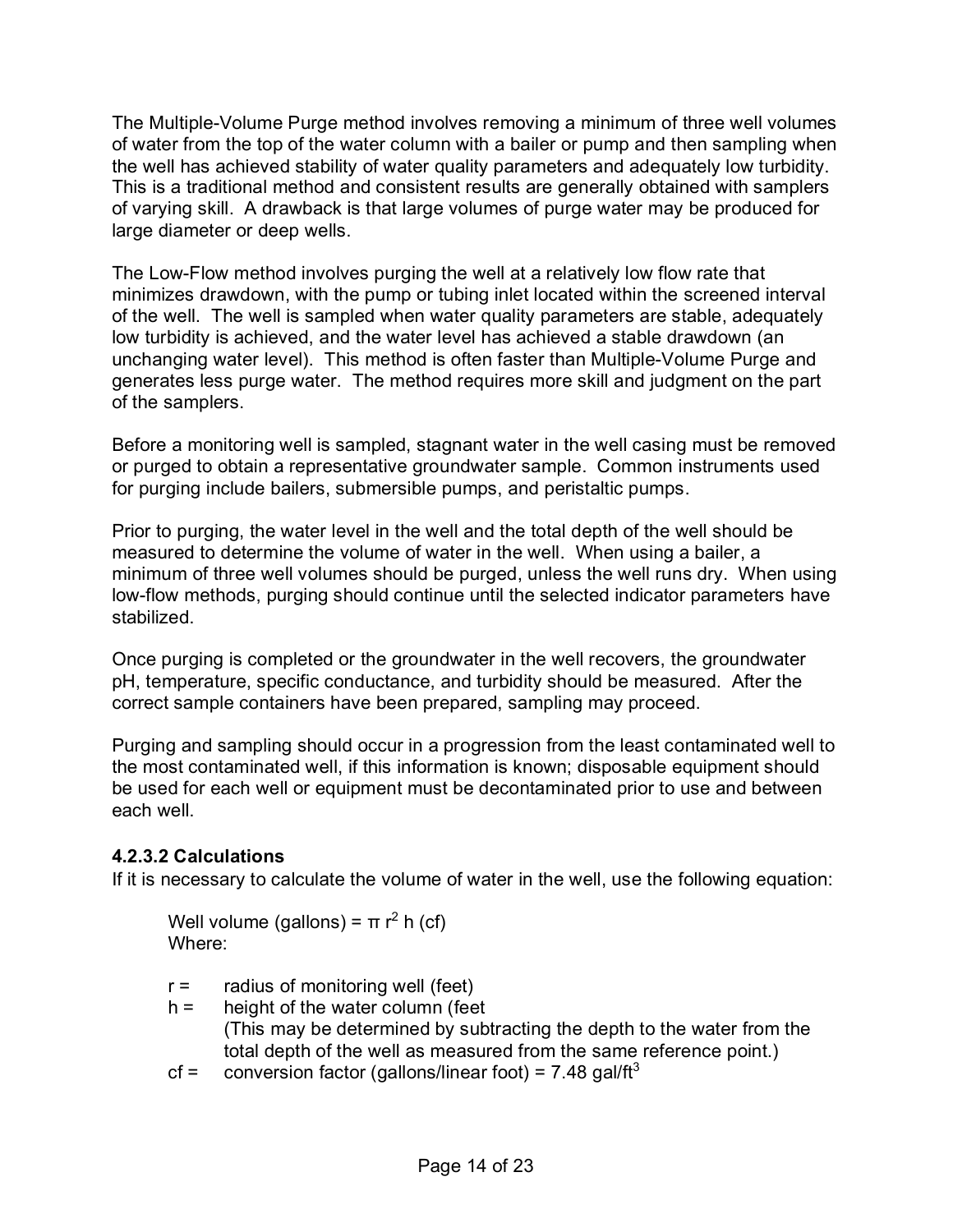The Multiple-Volume Purge method involves removing a minimum of three well volumes of water from the top of the water column with a bailer or pump and then sampling when the well has achieved stability of water quality parameters and adequately low turbidity. This is a traditional method and consistent results are generally obtained with samplers of varying skill. A drawback is that large volumes of purge water may be produced for large diameter or deep wells.

The Low-Flow method involves purging the well at a relatively low flow rate that minimizes drawdown, with the pump or tubing inlet located within the screened interval of the well. The well is sampled when water quality parameters are stable, adequately low turbidity is achieved, and the water level has achieved a stable drawdown (an unchanging water level). This method is often faster than Multiple-Volume Purge and generates less purge water. The method requires more skill and judgment on the part of the samplers.

Before a monitoring well is sampled, stagnant water in the well casing must be removed or purged to obtain a representative groundwater sample. Common instruments used for purging include bailers, submersible pumps, and peristaltic pumps.

Prior to purging, the water level in the well and the total depth of the well should be measured to determine the volume of water in the well. When using a bailer, a minimum of three well volumes should be purged, unless the well runs dry. When using low-flow methods, purging should continue until the selected indicator parameters have stabilized.

Once purging is completed or the groundwater in the well recovers, the groundwater pH, temperature, specific conductance, and turbidity should be measured. After the correct sample containers have been prepared, sampling may proceed.

Purging and sampling should occur in a progression from the least contaminated well to the most contaminated well, if this information is known; disposable equipment should be used for each well or equipment must be decontaminated prior to use and between each well.

#### 4.2.3.2 Calculations

If it is necessary to calculate the volume of water in the well, use the following equation:

Well volume (gallons) = $\pi r^2 h$ (cf)
Where:

- $r$ = radius of monitoring well (feet)
- $h$ = height of the water column (feet
  (This may be determined by subtracting the depth to the water from the total depth of the well as measured from the same reference point.)
- cf = conversion factor (gallons/linear foot) = 7.48 gal/ft$^3$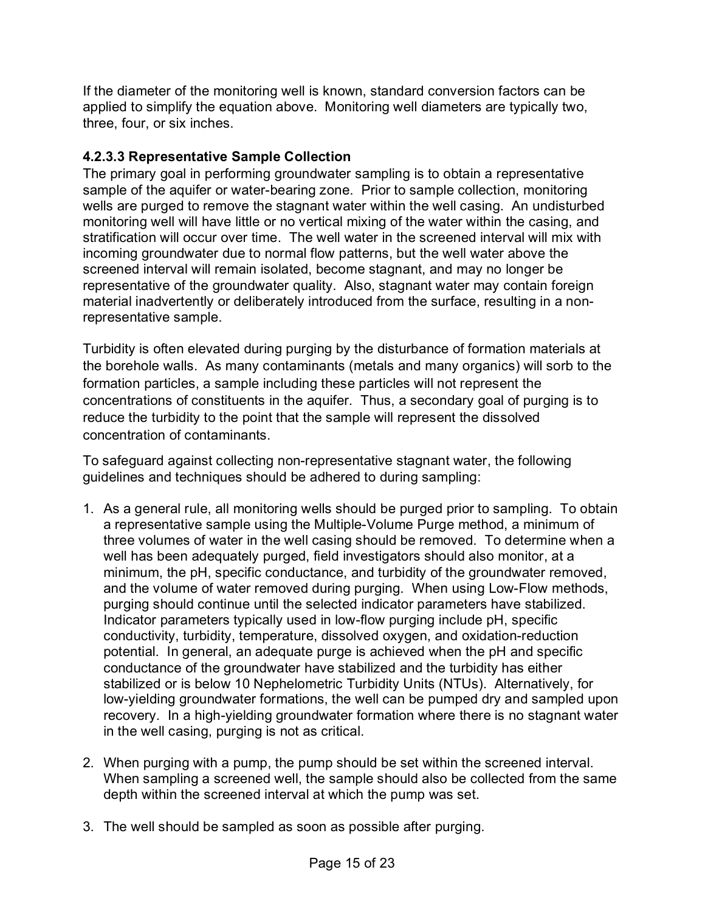If the diameter of the monitoring well is known, standard conversion factors can be applied to simplify the equation above. Monitoring well diameters are typically two, three, four, or six inches.

#### 4.2.3.3 Representative Sample Collection

The primary goal in performing groundwater sampling is to obtain a representative sample of the aquifer or water-bearing zone. Prior to sample collection, monitoring wells are purged to remove the stagnant water within the well casing. An undisturbed monitoring well will have little or no vertical mixing of the water within the casing, and stratification will occur over time. The well water in the screened interval will mix with incoming groundwater due to normal flow patterns, but the well water above the screened interval will remain isolated, become stagnant, and may no longer be representative of the groundwater quality. Also, stagnant water may contain foreign material inadvertently or deliberately introduced from the surface, resulting in a non-representative sample.

Turbidity is often elevated during purging by the disturbance of formation materials at the borehole walls. As many contaminants (metals and many organics) will sorb to the formation particles, a sample including these particles will not represent the concentrations of constituents in the aquifer. Thus, a secondary goal of purging is to reduce the turbidity to the point that the sample will represent the dissolved concentration of contaminants.

To safeguard against collecting non-representative stagnant water, the following guidelines and techniques should be adhered to during sampling:

1. As a general rule, all monitoring wells should be purged prior to sampling. To obtain a representative sample using the Multiple-Volume Purge method, a minimum of three volumes of water in the well casing should be removed. To determine when a well has been adequately purged, field investigators should also monitor, at a minimum, the pH, specific conductance, and turbidity of the groundwater removed, and the volume of water removed during purging. When using Low-Flow methods, purging should continue until the selected indicator parameters have stabilized. Indicator parameters typically used in low-flow purging include pH, specific conductivity, turbidity, temperature, dissolved oxygen, and oxidation-reduction potential. In general, an adequate purge is achieved when the pH and specific conductance of the groundwater have stabilized and the turbidity has either stabilized or is below 10 Nephelometric Turbidity Units (NTUs). Alternatively, for low-yielding groundwater formations, the well can be pumped dry and sampled upon recovery. In a high-yielding groundwater formation where there is no stagnant water in the well casing, purging is not as critical.

2. When purging with a pump, the pump should be set within the screened interval. When sampling a screened well, the sample should also be collected from the same depth within the screened interval at which the pump was set.

3. The well should be sampled as soon as possible after purging.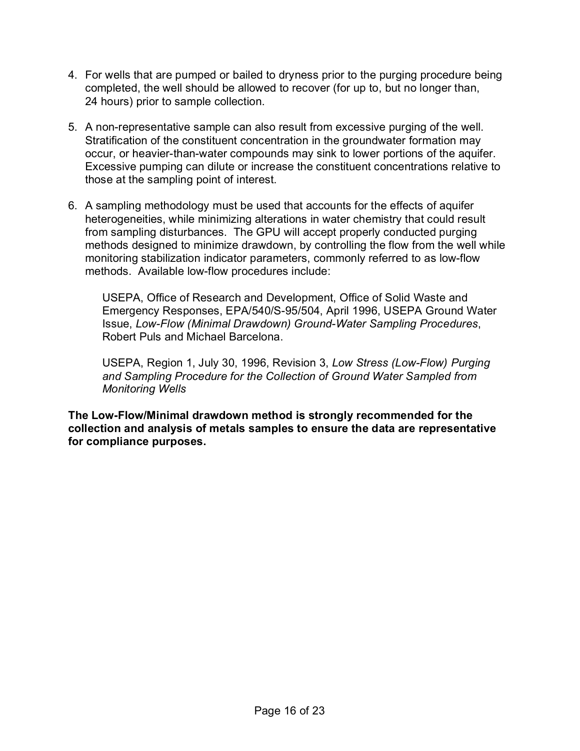4. For wells that are pumped or bailed to dryness prior to the purging procedure being completed, the well should be allowed to recover (for up to, but no longer than, 24 hours) prior to sample collection.

5. A non-representative sample can also result from excessive purging of the well. Stratification of the constituent concentration in the groundwater formation may occur, or heavier-than-water compounds may sink to lower portions of the aquifer. Excessive pumping can dilute or increase the constituent concentrations relative to those at the sampling point of interest.

6. A sampling methodology must be used that accounts for the effects of aquifer heterogeneities, while minimizing alterations in water chemistry that could result from sampling disturbances. The GPU will accept properly conducted purging methods designed to minimize drawdown, by controlling the flow from the well while monitoring stabilization indicator parameters, commonly referred to as low-flow methods. Available low-flow procedures include:

   USEPA, Office of Research and Development, Office of Solid Waste and Emergency Responses, EPA/540/S-95/504, April 1996, USEPA Ground Water Issue, *Low-Flow (Minimal Drawdown) Ground-Water Sampling Procedures*, Robert Puls and Michael Barcelona.

   USEPA, Region 1, July 30, 1996, Revision 3, *Low Stress (Low-Flow) Purging and Sampling Procedure for the Collection of Ground Water Sampled from Monitoring Wells*

**The Low-Flow/Minimal drawdown method is strongly recommended for the collection and analysis of metals samples to ensure the data are representative for compliance purposes.**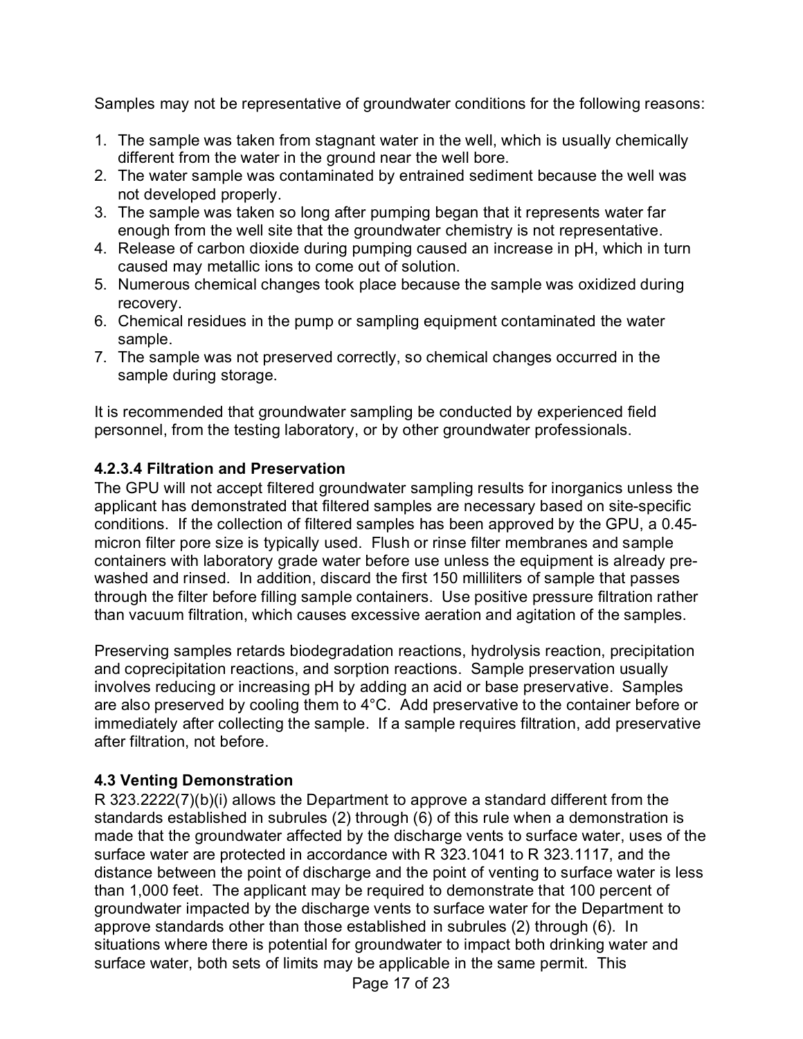Samples may not be representative of groundwater conditions for the following reasons:

1. The sample was taken from stagnant water in the well, which is usually chemically different from the water in the ground near the well bore.
2. The water sample was contaminated by entrained sediment because the well was not developed properly.
3. The sample was taken so long after pumping began that it represents water far enough from the well site that the groundwater chemistry is not representative.
4. Release of carbon dioxide during pumping caused an increase in pH, which in turn caused may metallic ions to come out of solution.
5. Numerous chemical changes took place because the sample was oxidized during recovery.
6. Chemical residues in the pump or sampling equipment contaminated the water sample.
7. The sample was not preserved correctly, so chemical changes occurred in the sample during storage.

It is recommended that groundwater sampling be conducted by experienced field personnel, from the testing laboratory, or by other groundwater professionals.

#### 4.2.3.4 Filtration and Preservation

The GPU will not accept filtered groundwater sampling results for inorganics unless the applicant has demonstrated that filtered samples are necessary based on site-specific conditions. If the collection of filtered samples has been approved by the GPU, a 0.45-micron filter pore size is typically used. Flush or rinse filter membranes and sample containers with laboratory grade water before use unless the equipment is already pre-washed and rinsed. In addition, discard the first 150 milliliters of sample that passes through the filter before filling sample containers. Use positive pressure filtration rather than vacuum filtration, which causes excessive aeration and agitation of the samples.

Preserving samples retards biodegradation reactions, hydrolysis reaction, precipitation and coprecipitation reactions, and sorption reactions. Sample preservation usually involves reducing or increasing pH by adding an acid or base preservative. Samples are also preserved by cooling them to 4°C. Add preservative to the container before or immediately after collecting the sample. If a sample requires filtration, add preservative after filtration, not before.

### 4.3 Venting Demonstration

R 323.2222(7)(b)(i) allows the Department to approve a standard different from the standards established in subrules (2) through (6) of this rule when a demonstration is made that the groundwater affected by the discharge vents to surface water, uses of the surface water are protected in accordance with R 323.1041 to R 323.1117, and the distance between the point of discharge and the point of venting to surface water is less than 1,000 feet. The applicant may be required to demonstrate that 100 percent of groundwater impacted by the discharge vents to surface water for the Department to approve standards other than those established in subrules (2) through (6). In situations where there is potential for groundwater to impact both drinking water and surface water, both sets of limits may be applicable in the same permit. This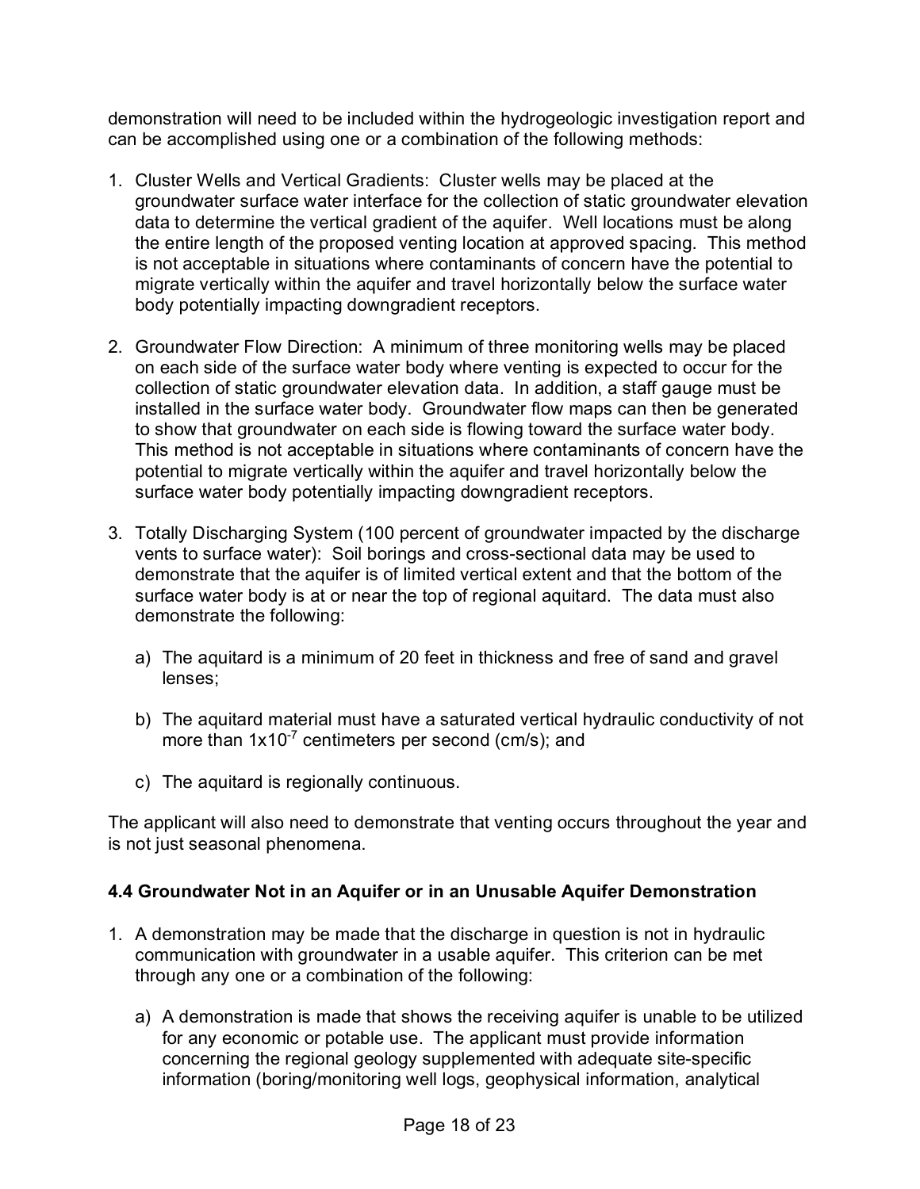demonstration will need to be included within the hydrogeologic investigation report and can be accomplished using one or a combination of the following methods:

1. Cluster Wells and Vertical Gradients: Cluster wells may be placed at the groundwater surface water interface for the collection of static groundwater elevation data to determine the vertical gradient of the aquifer. Well locations must be along the entire length of the proposed venting location at approved spacing. This method is not acceptable in situations where contaminants of concern have the potential to migrate vertically within the aquifer and travel horizontally below the surface water body potentially impacting downgradient receptors.

2. Groundwater Flow Direction: A minimum of three monitoring wells may be placed on each side of the surface water body where venting is expected to occur for the collection of static groundwater elevation data. In addition, a staff gauge must be installed in the surface water body. Groundwater flow maps can then be generated to show that groundwater on each side is flowing toward the surface water body. This method is not acceptable in situations where contaminants of concern have the potential to migrate vertically within the aquifer and travel horizontally below the surface water body potentially impacting downgradient receptors.

3. Totally Discharging System (100 percent of groundwater impacted by the discharge vents to surface water): Soil borings and cross-sectional data may be used to demonstrate that the aquifer is of limited vertical extent and that the bottom of the surface water body is at or near the top of regional aquitard. The data must also demonstrate the following:

   a) The aquitard is a minimum of 20 feet in thickness and free of sand and gravel lenses;

   b) The aquitard material must have a saturated vertical hydraulic conductivity of not more than $1x10^{-7}$ centimeters per second (cm/s); and

   c) The aquitard is regionally continuous.

The applicant will also need to demonstrate that venting occurs throughout the year and is not just seasonal phenomena.

### 4.4 Groundwater Not in an Aquifer or in an Unusable Aquifer Demonstration

1. A demonstration may be made that the discharge in question is not in hydraulic communication with groundwater in a usable aquifer. This criterion can be met through any one or a combination of the following:

   a) A demonstration is made that shows the receiving aquifer is unable to be utilized for any economic or potable use. The applicant must provide information concerning the regional geology supplemented with adequate site-specific information (boring/monitoring well logs, geophysical information, analytical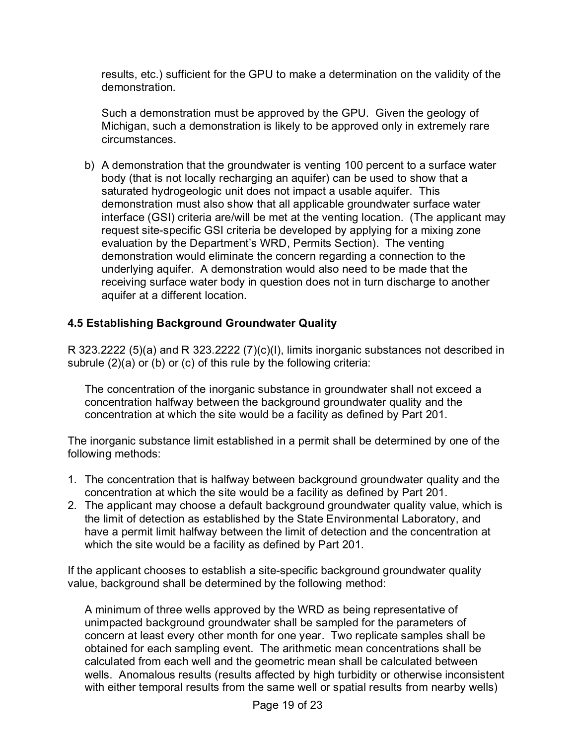results, etc.) sufficient for the GPU to make a determination on the validity of the demonstration.

Such a demonstration must be approved by the GPU. Given the geology of Michigan, such a demonstration is likely to be approved only in extremely rare circumstances.

b) A demonstration that the groundwater is venting 100 percent to a surface water body (that is not locally recharging an aquifer) can be used to show that a saturated hydrogeologic unit does not impact a usable aquifer. This demonstration must also show that all applicable groundwater surface water interface (GSI) criteria are/will be met at the venting location. (The applicant may request site-specific GSI criteria be developed by applying for a mixing zone evaluation by the Department's WRD, Permits Section). The venting demonstration would eliminate the concern regarding a connection to the underlying aquifer. A demonstration would also need to be made that the receiving surface water body in question does not in turn discharge to another aquifer at a different location.

### 4.5 Establishing Background Groundwater Quality

R 323.2222 (5)(a) and R 323.2222 (7)(c)(I), limits inorganic substances not described in subrule (2)(a) or (b) or (c) of this rule by the following criteria:

> The concentration of the inorganic substance in groundwater shall not exceed a concentration halfway between the background groundwater quality and the concentration at which the site would be a facility as defined by Part 201.

The inorganic substance limit established in a permit shall be determined by one of the following methods:

1. The concentration that is halfway between background groundwater quality and the concentration at which the site would be a facility as defined by Part 201.
2. The applicant may choose a default background groundwater quality value, which is the limit of detection as established by the State Environmental Laboratory, and have a permit limit halfway between the limit of detection and the concentration at which the site would be a facility as defined by Part 201.

If the applicant chooses to establish a site-specific background groundwater quality value, background shall be determined by the following method:

> A minimum of three wells approved by the WRD as being representative of unimpacted background groundwater shall be sampled for the parameters of concern at least every other month for one year. Two replicate samples shall be obtained for each sampling event. The arithmetic mean concentrations shall be calculated from each well and the geometric mean shall be calculated between wells. Anomalous results (results affected by high turbidity or otherwise inconsistent with either temporal results from the same well or spatial results from nearby wells)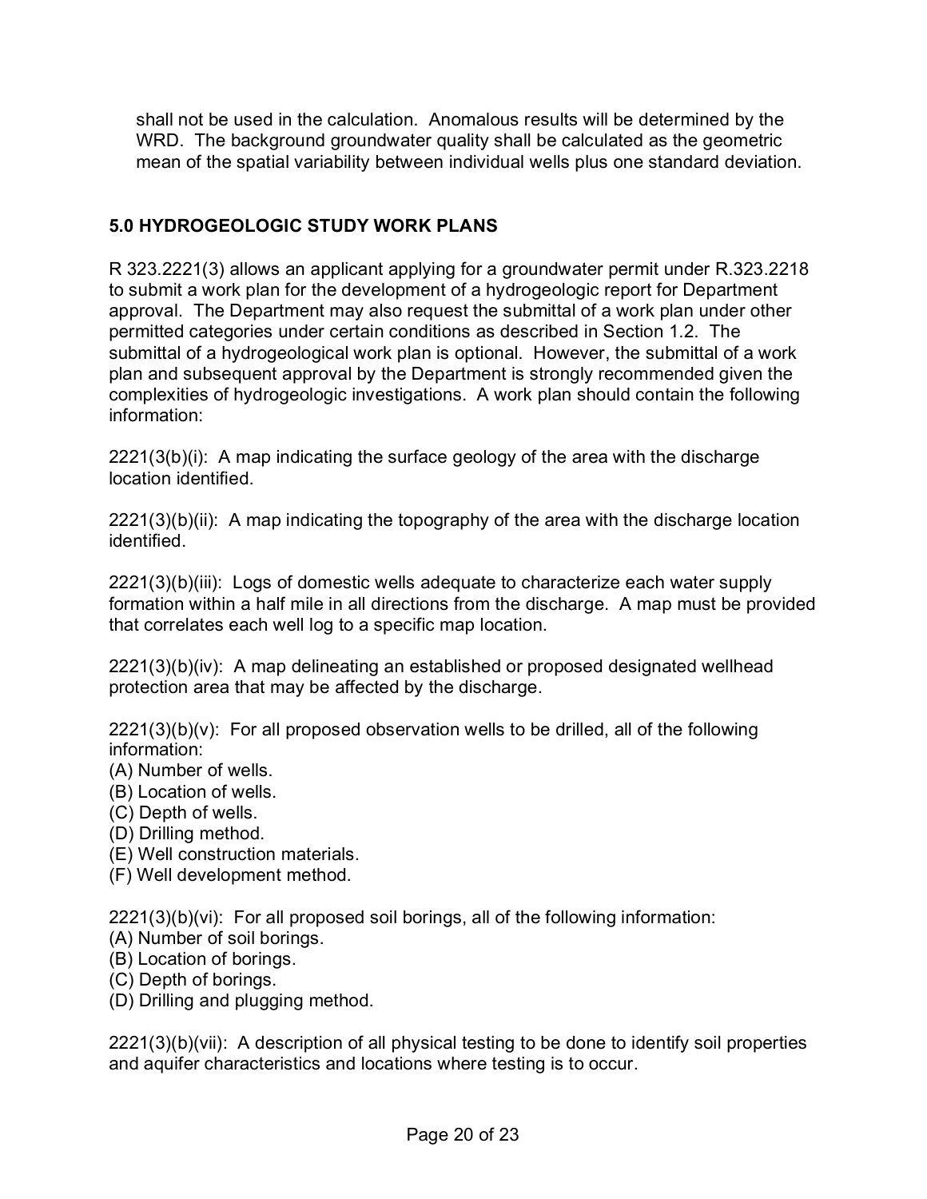shall not be used in the calculation. Anomalous results will be determined by the WRD. The background groundwater quality shall be calculated as the geometric mean of the spatial variability between individual wells plus one standard deviation.

## 5.0 HYDROGEOLOGIC STUDY WORK PLANS

R 323.2221(3) allows an applicant applying for a groundwater permit under R.323.2218 to submit a work plan for the development of a hydrogeologic report for Department approval. The Department may also request the submittal of a work plan under other permitted categories under certain conditions as described in Section 1.2. The submittal of a hydrogeological work plan is optional. However, the submittal of a work plan and subsequent approval by the Department is strongly recommended given the complexities of hydrogeologic investigations. A work plan should contain the following information:

2221(3(b)(i): A map indicating the surface geology of the area with the discharge location identified.

2221(3)(b)(ii): A map indicating the topography of the area with the discharge location identified.

2221(3)(b)(iii): Logs of domestic wells adequate to characterize each water supply formation within a half mile in all directions from the discharge. A map must be provided that correlates each well log to a specific map location.

2221(3)(b)(iv): A map delineating an established or proposed designated wellhead protection area that may be affected by the discharge.

2221(3)(b)(v): For all proposed observation wells to be drilled, all of the following information:
(A) Number of wells.
(B) Location of wells.
(C) Depth of wells.
(D) Drilling method.
(E) Well construction materials.
(F) Well development method.

2221(3)(b)(vi): For all proposed soil borings, all of the following information:
(A) Number of soil borings.
(B) Location of borings.
(C) Depth of borings.
(D) Drilling and plugging method.

2221(3)(b)(vii): A description of all physical testing to be done to identify soil properties and aquifer characteristics and locations where testing is to occur.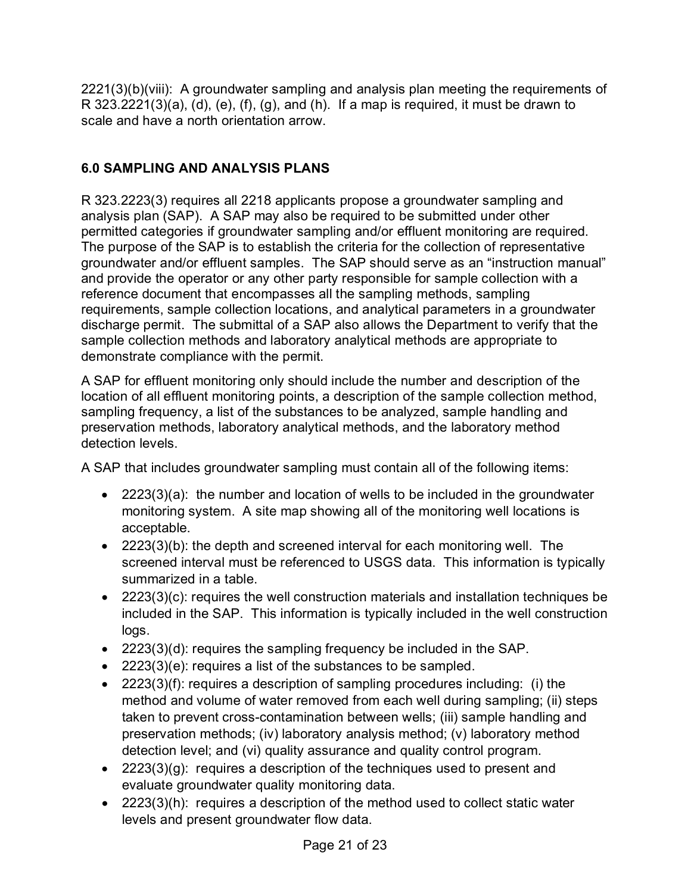2221(3)(b)(viii): A groundwater sampling and analysis plan meeting the requirements of R 323.2221(3)(a), (d), (e), (f), (g), and (h). If a map is required, it must be drawn to scale and have a north orientation arrow.

## 6.0 SAMPLING AND ANALYSIS PLANS

R 323.2223(3) requires all 2218 applicants propose a groundwater sampling and analysis plan (SAP). A SAP may also be required to be submitted under other permitted categories if groundwater sampling and/or effluent monitoring are required. The purpose of the SAP is to establish the criteria for the collection of representative groundwater and/or effluent samples. The SAP should serve as an "instruction manual" and provide the operator or any other party responsible for sample collection with a reference document that encompasses all the sampling methods, sampling requirements, sample collection locations, and analytical parameters in a groundwater discharge permit. The submittal of a SAP also allows the Department to verify that the sample collection methods and laboratory analytical methods are appropriate to demonstrate compliance with the permit.

A SAP for effluent monitoring only should include the number and description of the location of all effluent monitoring points, a description of the sample collection method, sampling frequency, a list of the substances to be analyzed, sample handling and preservation methods, laboratory analytical methods, and the laboratory method detection levels.

A SAP that includes groundwater sampling must contain all of the following items:

- 2223(3)(a): the number and location of wells to be included in the groundwater monitoring system. A site map showing all of the monitoring well locations is acceptable.
- 2223(3)(b): the depth and screened interval for each monitoring well. The screened interval must be referenced to USGS data. This information is typically summarized in a table.
- 2223(3)(c): requires the well construction materials and installation techniques be included in the SAP. This information is typically included in the well construction logs.
- 2223(3)(d): requires the sampling frequency be included in the SAP.
- 2223(3)(e): requires a list of the substances to be sampled.
- 2223(3)(f): requires a description of sampling procedures including: (i) the method and volume of water removed from each well during sampling; (ii) steps taken to prevent cross-contamination between wells; (iii) sample handling and preservation methods; (iv) laboratory analysis method; (v) laboratory method detection level; and (vi) quality assurance and quality control program.
- 2223(3)(g): requires a description of the techniques used to present and evaluate groundwater quality monitoring data.
- 2223(3)(h): requires a description of the method used to collect static water levels and present groundwater flow data.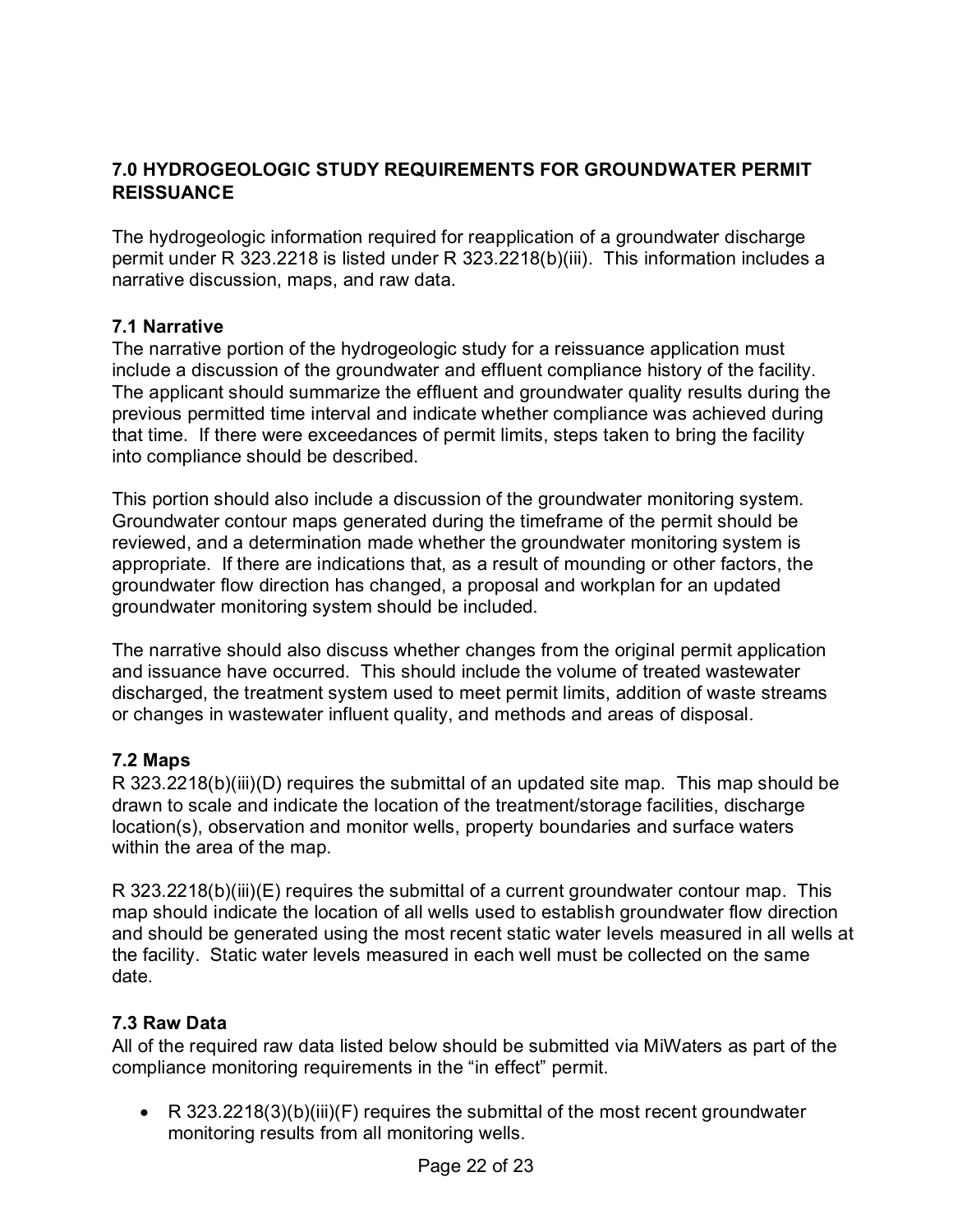## 7.0 HYDROGEOLOGIC STUDY REQUIREMENTS FOR GROUNDWATER PERMIT REISSUANCE

The hydrogeologic information required for reapplication of a groundwater discharge permit under R 323.2218 is listed under R 323.2218(b)(iii). This information includes a narrative discussion, maps, and raw data.

### 7.1 Narrative

The narrative portion of the hydrogeologic study for a reissuance application must include a discussion of the groundwater and effluent compliance history of the facility. The applicant should summarize the effluent and groundwater quality results during the previous permitted time interval and indicate whether compliance was achieved during that time. If there were exceedances of permit limits, steps taken to bring the facility into compliance should be described.

This portion should also include a discussion of the groundwater monitoring system. Groundwater contour maps generated during the timeframe of the permit should be reviewed, and a determination made whether the groundwater monitoring system is appropriate. If there are indications that, as a result of mounding or other factors, the groundwater flow direction has changed, a proposal and workplan for an updated groundwater monitoring system should be included.

The narrative should also discuss whether changes from the original permit application and issuance have occurred. This should include the volume of treated wastewater discharged, the treatment system used to meet permit limits, addition of waste streams or changes in wastewater influent quality, and methods and areas of disposal.

### 7.2 Maps

R 323.2218(b)(iii)(D) requires the submittal of an updated site map. This map should be drawn to scale and indicate the location of the treatment/storage facilities, discharge location(s), observation and monitor wells, property boundaries and surface waters within the area of the map.

R 323.2218(b)(iii)(E) requires the submittal of a current groundwater contour map. This map should indicate the location of all wells used to establish groundwater flow direction and should be generated using the most recent static water levels measured in all wells at the facility. Static water levels measured in each well must be collected on the same date.

### 7.3 Raw Data

All of the required raw data listed below should be submitted via MiWaters as part of the compliance monitoring requirements in the "in effect" permit.

- R 323.2218(3)(b)(iii)(F) requires the submittal of the most recent groundwater monitoring results from all monitoring wells.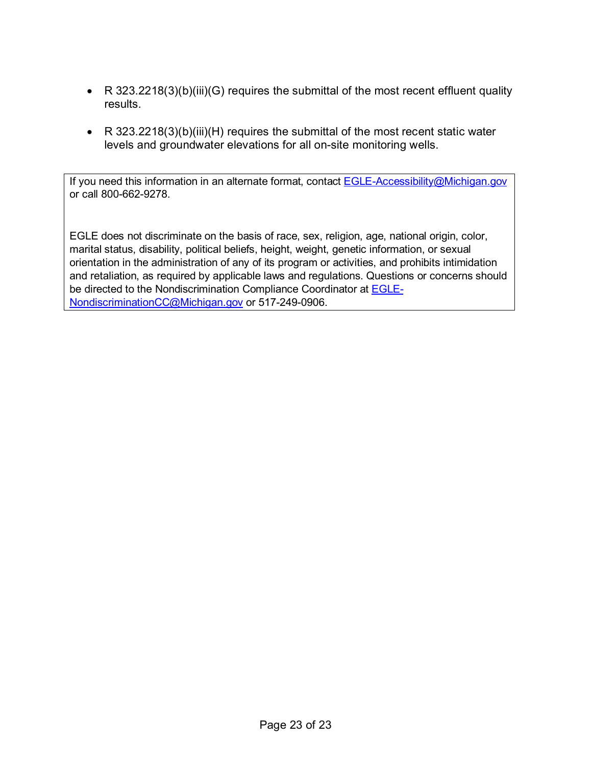- R 323.2218(3)(b)(iii)(G) requires the submittal of the most recent effluent quality results.

- R 323.2218(3)(b)(iii)(H) requires the submittal of the most recent static water levels and groundwater elevations for all on-site monitoring wells.

If you need this information in an alternate format, contact EGLE-Accessibility@Michigan.gov or call 800-662-9278.

EGLE does not discriminate on the basis of race, sex, religion, age, national origin, color, marital status, disability, political beliefs, height, weight, genetic information, or sexual orientation in the administration of any of its program or activities, and prohibits intimidation and retaliation, as required by applicable laws and regulations. Questions or concerns should be directed to the Nondiscrimination Compliance Coordinator at EGLE-NondiscriminationCC@Michigan.gov or 517-249-0906.